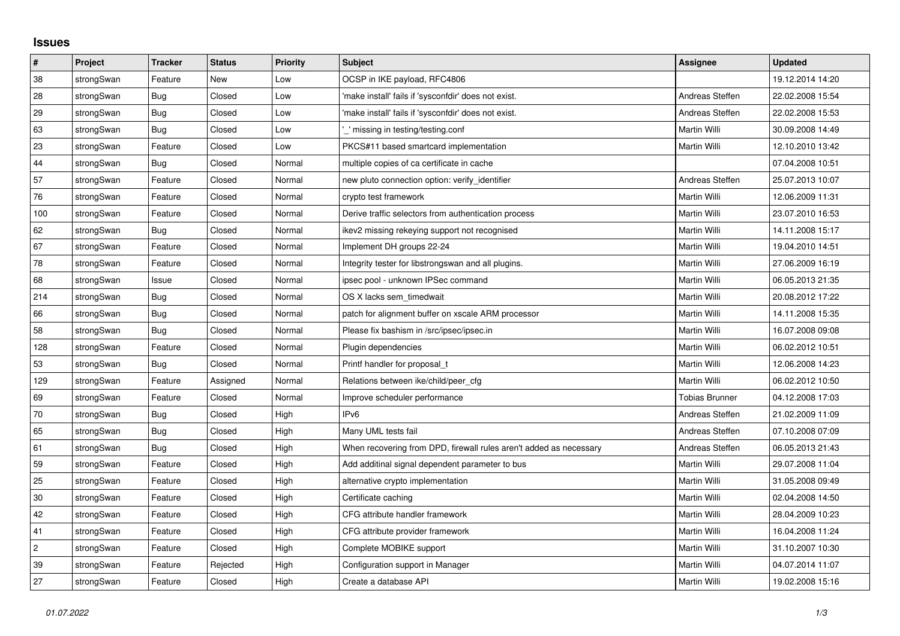# Issues

| # | Project | Tracker | Status | Priority | Subject | Assignee | Updated |
|---|---|---|---|---|---|---|---|
| 38 | strongSwan | Feature | New | Low | OCSP in IKE payload, RFC4806 | | 19.12.2014 14:20 |
| 28 | strongSwan | Bug | Closed | Low | 'make install' fails if 'sysconfdir' does not exist. | Andreas Steffen | 22.02.2008 15:54 |
| 29 | strongSwan | Bug | Closed | Low | 'make install' fails if 'sysconfdir' does not exist. | Andreas Steffen | 22.02.2008 15:53 |
| 63 | strongSwan | Bug | Closed | Low | '_' missing in testing/testing.conf | Martin Willi | 30.09.2008 14:49 |
| 23 | strongSwan | Feature | Closed | Low | PKCS#11 based smartcard implementation | Martin Willi | 12.10.2010 13:42 |
| 44 | strongSwan | Bug | Closed | Normal | multiple copies of ca certificate in cache | | 07.04.2008 10:51 |
| 57 | strongSwan | Feature | Closed | Normal | new pluto connection option: verify_identifier | Andreas Steffen | 25.07.2013 10:07 |
| 76 | strongSwan | Feature | Closed | Normal | crypto test framework | Martin Willi | 12.06.2009 11:31 |
| 100 | strongSwan | Feature | Closed | Normal | Derive traffic selectors from authentication process | Martin Willi | 23.07.2010 16:53 |
| 62 | strongSwan | Bug | Closed | Normal | ikev2 missing rekeying support not recognised | Martin Willi | 14.11.2008 15:17 |
| 67 | strongSwan | Feature | Closed | Normal | Implement DH groups 22-24 | Martin Willi | 19.04.2010 14:51 |
| 78 | strongSwan | Feature | Closed | Normal | Integrity tester for libstrongswan and all plugins. | Martin Willi | 27.06.2009 16:19 |
| 68 | strongSwan | Issue | Closed | Normal | ipsec pool - unknown IPSec command | Martin Willi | 06.05.2013 21:35 |
| 214 | strongSwan | Bug | Closed | Normal | OS X lacks sem_timedwait | Martin Willi | 20.08.2012 17:22 |
| 66 | strongSwan | Bug | Closed | Normal | patch for alignment buffer on xscale ARM processor | Martin Willi | 14.11.2008 15:35 |
| 58 | strongSwan | Bug | Closed | Normal | Please fix bashism in /src/ipsec/ipsec.in | Martin Willi | 16.07.2008 09:08 |
| 128 | strongSwan | Feature | Closed | Normal | Plugin dependencies | Martin Willi | 06.02.2012 10:51 |
| 53 | strongSwan | Bug | Closed | Normal | Printf handler for proposal_t | Martin Willi | 12.06.2008 14:23 |
| 129 | strongSwan | Feature | Assigned | Normal | Relations between ike/child/peer_cfg | Martin Willi | 06.02.2012 10:50 |
| 69 | strongSwan | Feature | Closed | Normal | Improve scheduler performance | Tobias Brunner | 04.12.2008 17:03 |
| 70 | strongSwan | Bug | Closed | High | IPv6 | Andreas Steffen | 21.02.2009 11:09 |
| 65 | strongSwan | Bug | Closed | High | Many UML tests fail | Andreas Steffen | 07.10.2008 07:09 |
| 61 | strongSwan | Bug | Closed | High | When recovering from DPD, firewall rules aren't added as necessary | Andreas Steffen | 06.05.2013 21:43 |
| 59 | strongSwan | Feature | Closed | High | Add additinal signal dependent parameter to bus | Martin Willi | 29.07.2008 11:04 |
| 25 | strongSwan | Feature | Closed | High | alternative crypto implementation | Martin Willi | 31.05.2008 09:49 |
| 30 | strongSwan | Feature | Closed | High | Certificate caching | Martin Willi | 02.04.2008 14:50 |
| 42 | strongSwan | Feature | Closed | High | CFG attribute handler framework | Martin Willi | 28.04.2009 10:23 |
| 41 | strongSwan | Feature | Closed | High | CFG attribute provider framework | Martin Willi | 16.04.2008 11:24 |
| 2 | strongSwan | Feature | Closed | High | Complete MOBIKE support | Martin Willi | 31.10.2007 10:30 |
| 39 | strongSwan | Feature | Rejected | High | Configuration support in Manager | Martin Willi | 04.07.2014 11:07 |
| 27 | strongSwan | Feature | Closed | High | Create a database API | Martin Willi | 19.02.2008 15:16 |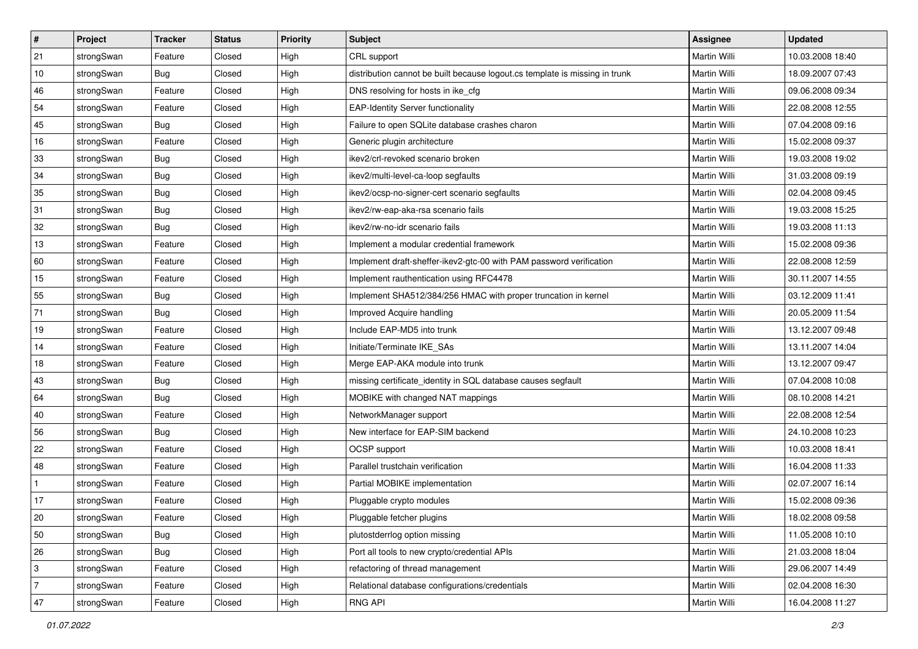| # | Project | Tracker | Status | Priority | Subject | Assignee | Updated |
|---|---|---|---|---|---|---|---|
| 21 | strongSwan | Feature | Closed | High | CRL support | Martin Willi | 10.03.2008 18:40 |
| 10 | strongSwan | Bug | Closed | High | distribution cannot be built because logout.cs template is missing in trunk | Martin Willi | 18.09.2007 07:43 |
| 46 | strongSwan | Feature | Closed | High | DNS resolving for hosts in ike_cfg | Martin Willi | 09.06.2008 09:34 |
| 54 | strongSwan | Feature | Closed | High | EAP-Identity Server functionality | Martin Willi | 22.08.2008 12:55 |
| 45 | strongSwan | Bug | Closed | High | Failure to open SQLite database crashes charon | Martin Willi | 07.04.2008 09:16 |
| 16 | strongSwan | Feature | Closed | High | Generic plugin architecture | Martin Willi | 15.02.2008 09:37 |
| 33 | strongSwan | Bug | Closed | High | ikev2/crl-revoked scenario broken | Martin Willi | 19.03.2008 19:02 |
| 34 | strongSwan | Bug | Closed | High | ikev2/multi-level-ca-loop segfaults | Martin Willi | 31.03.2008 09:19 |
| 35 | strongSwan | Bug | Closed | High | ikev2/ocsp-no-signer-cert scenario segfaults | Martin Willi | 02.04.2008 09:45 |
| 31 | strongSwan | Bug | Closed | High | ikev2/rw-eap-aka-rsa scenario fails | Martin Willi | 19.03.2008 15:25 |
| 32 | strongSwan | Bug | Closed | High | ikev2/rw-no-idr scenario fails | Martin Willi | 19.03.2008 11:13 |
| 13 | strongSwan | Feature | Closed | High | Implement a modular credential framework | Martin Willi | 15.02.2008 09:36 |
| 60 | strongSwan | Feature | Closed | High | Implement draft-sheffer-ikev2-gtc-00 with PAM password verification | Martin Willi | 22.08.2008 12:59 |
| 15 | strongSwan | Feature | Closed | High | Implement rauthentication using RFC4478 | Martin Willi | 30.11.2007 14:55 |
| 55 | strongSwan | Bug | Closed | High | Implement SHA512/384/256 HMAC with proper truncation in kernel | Martin Willi | 03.12.2009 11:41 |
| 71 | strongSwan | Bug | Closed | High | Improved Acquire handling | Martin Willi | 20.05.2009 11:54 |
| 19 | strongSwan | Feature | Closed | High | Include EAP-MD5 into trunk | Martin Willi | 13.12.2007 09:48 |
| 14 | strongSwan | Feature | Closed | High | Initiate/Terminate IKE_SAs | Martin Willi | 13.11.2007 14:04 |
| 18 | strongSwan | Feature | Closed | High | Merge EAP-AKA module into trunk | Martin Willi | 13.12.2007 09:47 |
| 43 | strongSwan | Bug | Closed | High | missing certificate_identity in SQL database causes segfault | Martin Willi | 07.04.2008 10:08 |
| 64 | strongSwan | Bug | Closed | High | MOBIKE with changed NAT mappings | Martin Willi | 08.10.2008 14:21 |
| 40 | strongSwan | Feature | Closed | High | NetworkManager support | Martin Willi | 22.08.2008 12:54 |
| 56 | strongSwan | Bug | Closed | High | New interface for EAP-SIM backend | Martin Willi | 24.10.2008 10:23 |
| 22 | strongSwan | Feature | Closed | High | OCSP support | Martin Willi | 10.03.2008 18:41 |
| 48 | strongSwan | Feature | Closed | High | Parallel trustchain verification | Martin Willi | 16.04.2008 11:33 |
| 1 | strongSwan | Feature | Closed | High | Partial MOBIKE implementation | Martin Willi | 02.07.2007 16:14 |
| 17 | strongSwan | Feature | Closed | High | Pluggable crypto modules | Martin Willi | 15.02.2008 09:36 |
| 20 | strongSwan | Feature | Closed | High | Pluggable fetcher plugins | Martin Willi | 18.02.2008 09:58 |
| 50 | strongSwan | Bug | Closed | High | plutostderrlog option missing | Martin Willi | 11.05.2008 10:10 |
| 26 | strongSwan | Bug | Closed | High | Port all tools to new crypto/credential APIs | Martin Willi | 21.03.2008 18:04 |
| 3 | strongSwan | Feature | Closed | High | refactoring of thread management | Martin Willi | 29.06.2007 14:49 |
| 7 | strongSwan | Feature | Closed | High | Relational database configurations/credentials | Martin Willi | 02.04.2008 16:30 |
| 47 | strongSwan | Feature | Closed | High | RNG API | Martin Willi | 16.04.2008 11:27 |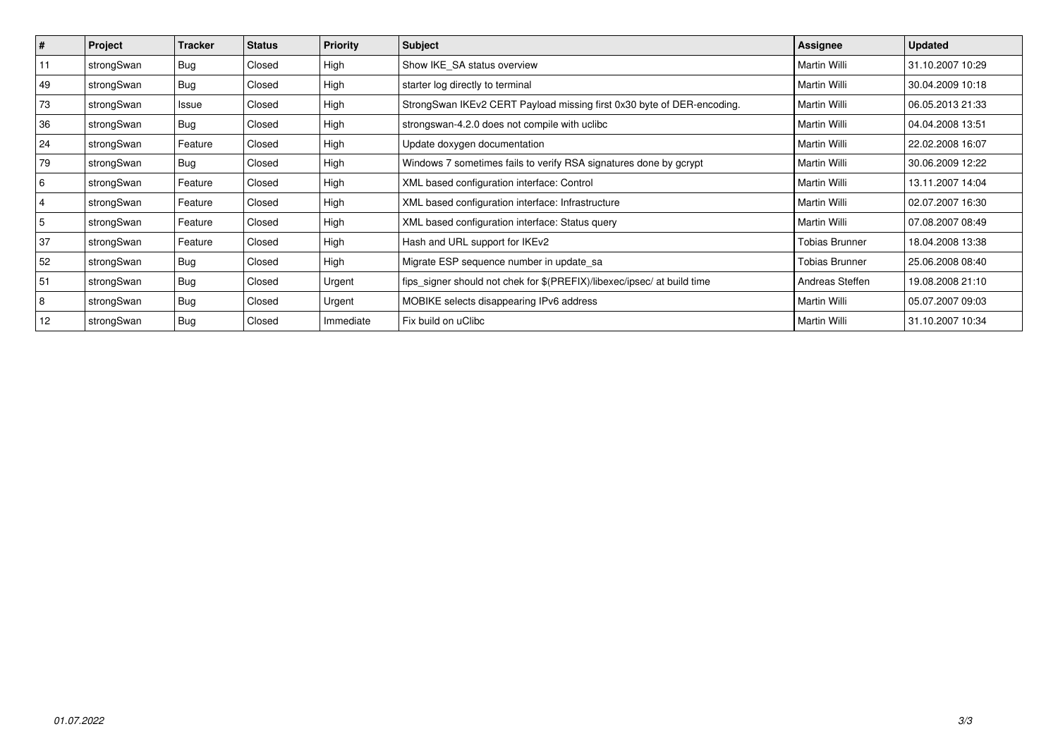| # | Project | Tracker | Status | Priority | Subject | Assignee | Updated |
|---|---|---|---|---|---|---|---|
| 11 | strongSwan | Bug | Closed | High | Show IKE_SA status overview | Martin Willi | 31.10.2007 10:29 |
| 49 | strongSwan | Bug | Closed | High | starter log directly to terminal | Martin Willi | 30.04.2009 10:18 |
| 73 | strongSwan | Issue | Closed | High | StrongSwan IKEv2 CERT Payload missing first 0x30 byte of DER-encoding. | Martin Willi | 06.05.2013 21:33 |
| 36 | strongSwan | Bug | Closed | High | strongswan-4.2.0 does not compile with uclibc | Martin Willi | 04.04.2008 13:51 |
| 24 | strongSwan | Feature | Closed | High | Update doxygen documentation | Martin Willi | 22.02.2008 16:07 |
| 79 | strongSwan | Bug | Closed | High | Windows 7 sometimes fails to verify RSA signatures done by gcrypt | Martin Willi | 30.06.2009 12:22 |
| 6 | strongSwan | Feature | Closed | High | XML based configuration interface: Control | Martin Willi | 13.11.2007 14:04 |
| 4 | strongSwan | Feature | Closed | High | XML based configuration interface: Infrastructure | Martin Willi | 02.07.2007 16:30 |
| 5 | strongSwan | Feature | Closed | High | XML based configuration interface: Status query | Martin Willi | 07.08.2007 08:49 |
| 37 | strongSwan | Feature | Closed | High | Hash and URL support for IKEv2 | Tobias Brunner | 18.04.2008 13:38 |
| 52 | strongSwan | Bug | Closed | High | Migrate ESP sequence number in update_sa | Tobias Brunner | 25.06.2008 08:40 |
| 51 | strongSwan | Bug | Closed | Urgent | fips_signer should not chek for $(PREFIX)/libexec/ipsec/ at build time | Andreas Steffen | 19.08.2008 21:10 |
| 8 | strongSwan | Bug | Closed | Urgent | MOBIKE selects disappearing IPv6 address | Martin Willi | 05.07.2007 09:03 |
| 12 | strongSwan | Bug | Closed | Immediate | Fix build on uClibc | Martin Willi | 31.10.2007 10:34 |